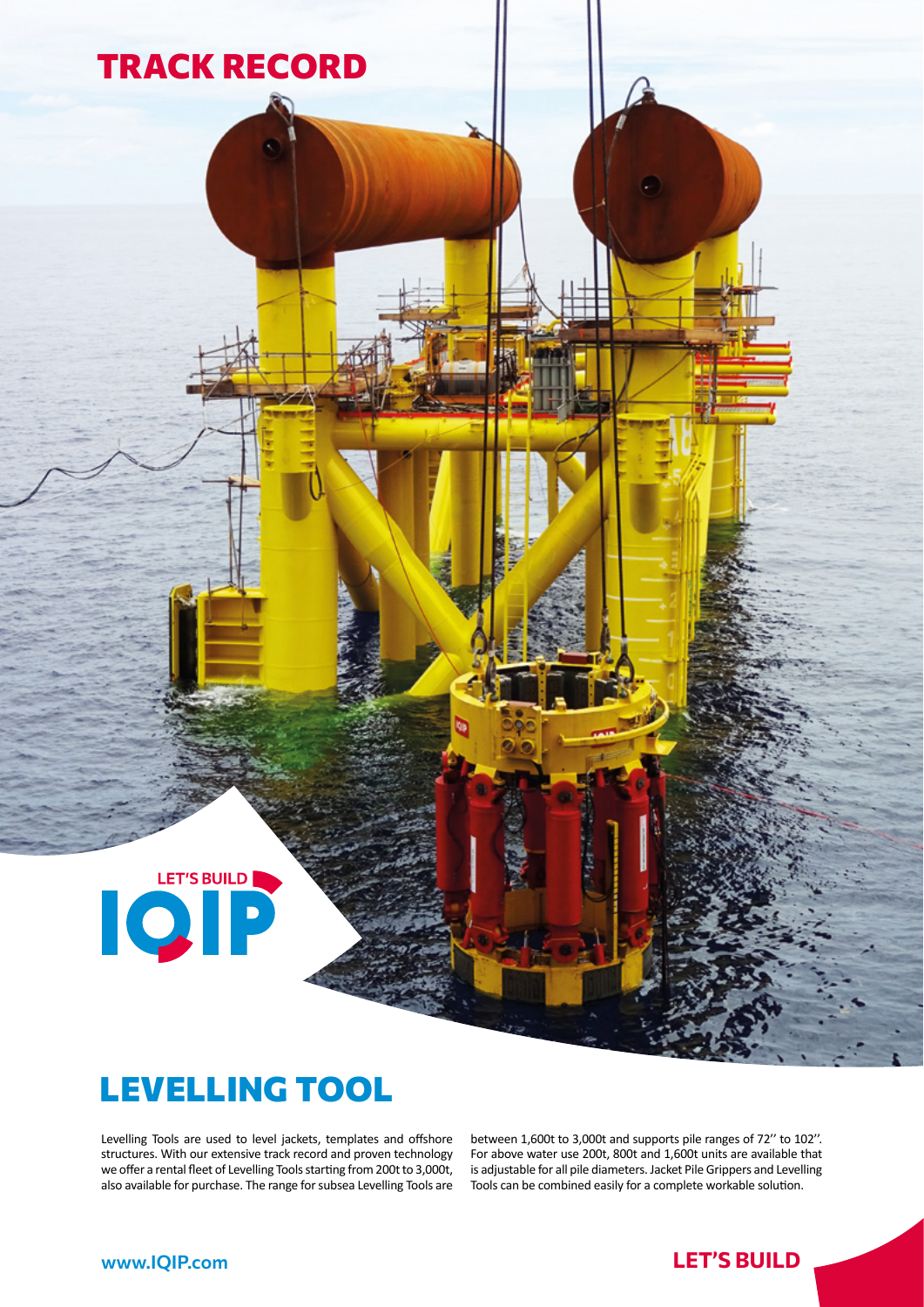# TRACK RECORD

LET'S BUILD

IQIP

## LEVELLING TOOL

Levelling Tools are used to level jackets, templates and offshore structures. With our extensive track record and proven technology we offer a rental fleet of Levelling Tools starting from 200t to 3,000t, also available for purchase. The range for subsea Levelling Tools are between 1,600t to 3,000t and supports pile ranges of 72'' to 102''. For above water use 200t, 800t and 1,600t units are available that is adjustable for all pile diameters. Jacket Pile Grippers and Levelling Tools can be combined easily for a complete workable solution.

www.IQIP.com

LET'S BUILD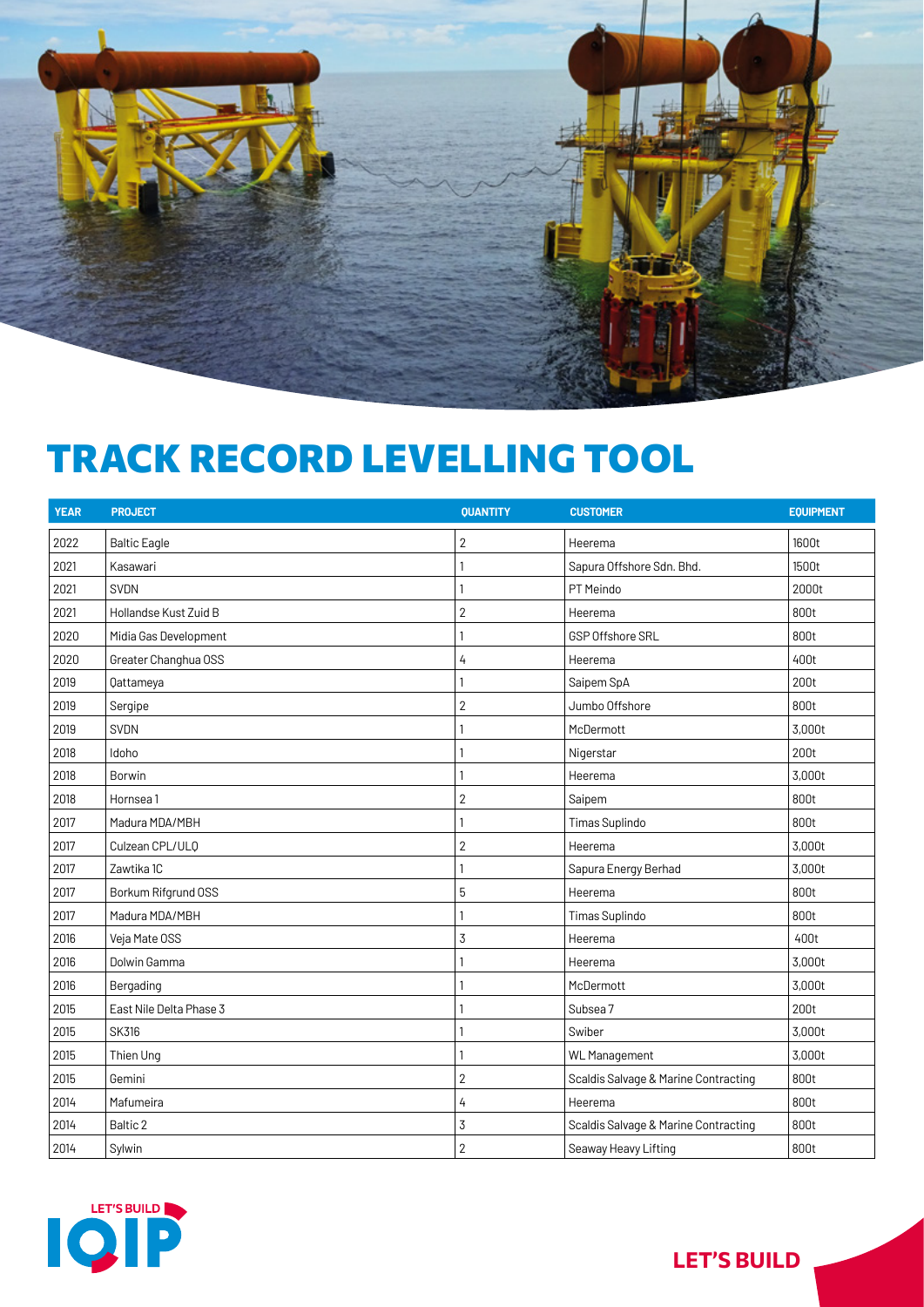# TRACK RECORD LEVELLING TOOL

| YEAR | PROJECT | QUANTITY | CUSTOMER | EQUIPMENT |
|---|---|---|---|---|
| 2022 | Baltic Eagle | 2 | Heerema | 1600t |
| 2021 | Kasawari | 1 | Sapura Offshore Sdn. Bhd. | 1500t |
| 2021 | SVDN | 1 | PT Meindo | 2000t |
| 2021 | Hollandse Kust Zuid B | 2 | Heerema | 800t |
| 2020 | Midia Gas Development | 1 | GSP Offshore SRL | 800t |
| 2020 | Greater Changhua OSS | 4 | Heerema | 400t |
| 2019 | Qattameya | 1 | Saipem SpA | 200t |
| 2019 | Sergipe | 2 | Jumbo Offshore | 800t |
| 2019 | SVDN | 1 | McDermott | 3,000t |
| 2018 | Idoho | 1 | Nigerstar | 200t |
| 2018 | Borwin | 1 | Heerema | 3,000t |
| 2018 | Hornsea 1 | 2 | Saipem | 800t |
| 2017 | Madura MDA/MBH | 1 | Timas Suplindo | 800t |
| 2017 | Culzean CPL/ULQ | 2 | Heerema | 3,000t |
| 2017 | Zawtika 1C | 1 | Sapura Energy Berhad | 3,000t |
| 2017 | Borkum Rifgrund OSS | 5 | Heerema | 800t |
| 2017 | Madura MDA/MBH | 1 | Timas Suplindo | 800t |
| 2016 | Veja Mate OSS | 3 | Heerema | 400t |
| 2016 | Dolwin Gamma | 1 | Heerema | 3,000t |
| 2016 | Bergading | 1 | McDermott | 3,000t |
| 2015 | East Nile Delta Phase 3 | 1 | Subsea 7 | 200t |
| 2015 | SK316 | 1 | Swiber | 3,000t |
| 2015 | Thien Ung | 1 | WL Management | 3,000t |
| 2015 | Gemini | 2 | Scaldis Salvage & Marine Contracting | 800t |
| 2014 | Mafumeira | 4 | Heerema | 800t |
| 2014 | Baltic 2 | 3 | Scaldis Salvage & Marine Contracting | 800t |
| 2014 | Sylwin | 2 | Seaway Heavy Lifting | 800t |

LET'S BUILD IQIP

LET'S BUILD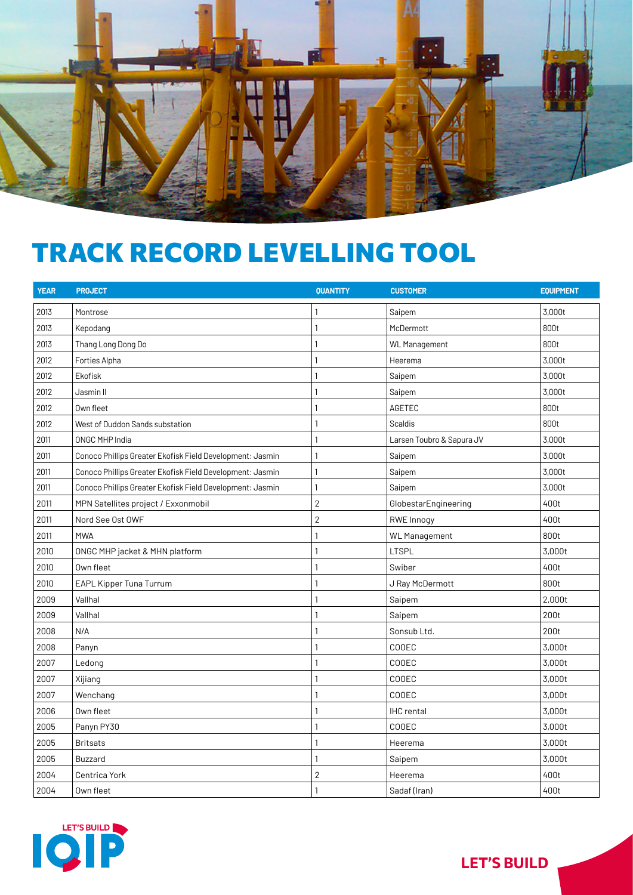# TRACK RECORD LEVELLING TOOL

| YEAR | PROJECT | QUANTITY | CUSTOMER | EQUIPMENT |
|---|---|---|---|---|
| 2013 | Montrose | 1 | Saipem | 3,000t |
| 2013 | Kepodang | 1 | McDermott | 800t |
| 2013 | Thang Long Dong Do | 1 | WL Management | 800t |
| 2012 | Forties Alpha | 1 | Heerema | 3,000t |
| 2012 | Ekofisk | 1 | Saipem | 3,000t |
| 2012 | Jasmin II | 1 | Saipem | 3,000t |
| 2012 | Own fleet | 1 | AGETEC | 800t |
| 2012 | West of Duddon Sands substation | 1 | Scaldis | 800t |
| 2011 | ONGC MHP India | 1 | Larsen Toubro & Sapura JV | 3,000t |
| 2011 | Conoco Phillips Greater Ekofisk Field Development: Jasmin | 1 | Saipem | 3,000t |
| 2011 | Conoco Phillips Greater Ekofisk Field Development: Jasmin | 1 | Saipem | 3,000t |
| 2011 | Conoco Phillips Greater Ekofisk Field Development: Jasmin | 1 | Saipem | 3,000t |
| 2011 | MPN Satellites project / Exxonmobil | 2 | GlobestarEngineering | 400t |
| 2011 | Nord See Ost OWF | 2 | RWE Innogy | 400t |
| 2011 | MWA | 1 | WL Management | 800t |
| 2010 | ONGC MHP jacket & MHN platform | 1 | LTSPL | 3,000t |
| 2010 | Own fleet | 1 | Swiber | 400t |
| 2010 | EAPL Kipper Tuna Turrum | 1 | J Ray McDermott | 800t |
| 2009 | Vallhal | 1 | Saipem | 2,000t |
| 2009 | Vallhal | 1 | Saipem | 200t |
| 2008 | N/A | 1 | Sonsub Ltd. | 200t |
| 2008 | Panyn | 1 | COOEC | 3,000t |
| 2007 | Ledong | 1 | COOEC | 3,000t |
| 2007 | Xijiang | 1 | COOEC | 3,000t |
| 2007 | Wenchang | 1 | COOEC | 3,000t |
| 2006 | Own fleet | 1 | IHC rental | 3,000t |
| 2005 | Panyn PY30 | 1 | COOEC | 3,000t |
| 2005 | Britsats | 1 | Heerema | 3,000t |
| 2005 | Buzzard | 1 | Saipem | 3,000t |
| 2004 | Centrica York | 2 | Heerema | 400t |
| 2004 | Own fleet | 1 | Sadaf (Iran) | 400t |

LET'S BUILD

IQIP

LET'S BUILD